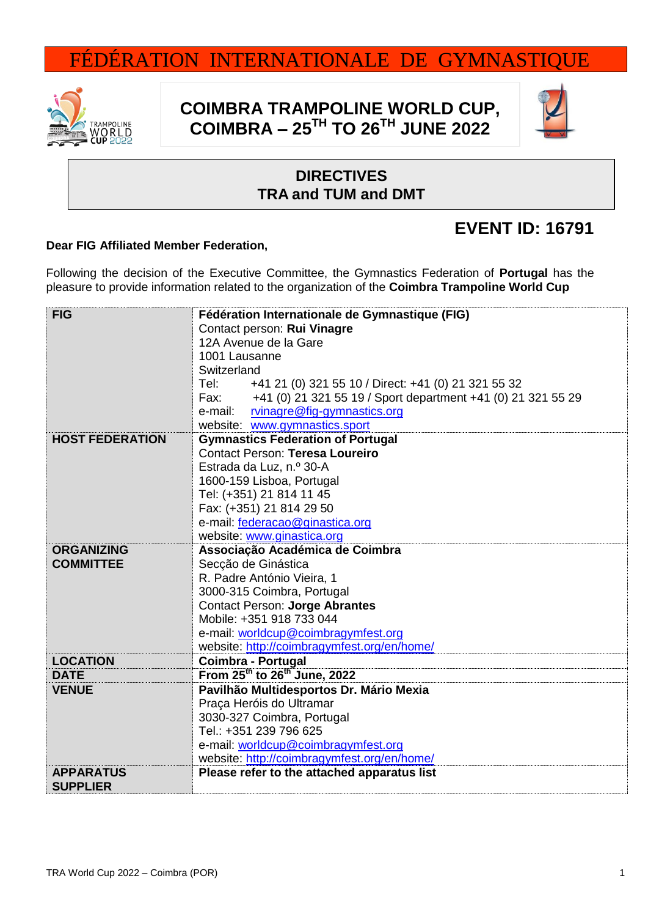# FÉDÉRATION INTERNATIONALE DE GYMNASTIQUE

## COIMBRA TRAMPOLINE WORLD CUP, COIMBRA – 25$^{TH}$ TO 26$^{TH}$ JUNE 2022

## DIRECTIVES
## TRA and TUM and DMT

## EVENT ID: 16791

**Dear FIG Affiliated Member Federation,**

Following the decision of the Executive Committee, the Gymnastics Federation of **Portugal** has the pleasure to provide information related to the organization of the **Coimbra Trampoline World Cup**

| | |
|---|---|
| **FIG** | **Fédération Internationale de Gymnastique (FIG)**<br>Contact person: **Rui Vinagre**<br>12A Avenue de la Gare<br>1001 Lausanne<br>Switzerland<br>Tel: +41 21 (0) 321 55 10 / Direct: +41 (0) 21 321 55 32<br>Fax: +41 (0) 21 321 55 19 / Sport department +41 (0) 21 321 55 29<br>e-mail: rvinagre@fig-gymnastics.org<br>website: www.gymnastics.sport |
| **HOST FEDERATION** | **Gymnastics Federation of Portugal**<br>Contact Person: **Teresa Loureiro**<br>Estrada da Luz, n.º 30-A<br>1600-159 Lisboa, Portugal<br>Tel: (+351) 21 814 11 45<br>Fax: (+351) 21 814 29 50<br>e-mail: federacao@ginastica.org<br>website: www.ginastica.org |
| **ORGANIZING COMMITTEE** | **Associação Académica de Coimbra**<br>Secção de Ginástica<br>R. Padre António Vieira, 1<br>3000-315 Coimbra, Portugal<br>Contact Person: **Jorge Abrantes**<br>Mobile: +351 918 733 044<br>e-mail: worldcup@coimbragymfest.org<br>website: http://coimbragymfest.org/en/home/ |
| **LOCATION** | **Coimbra - Portugal** |
| **DATE** | **From 25$^{th}$ to 26$^{th}$ June, 2022** |
| **VENUE** | **Pavilhão Multidesportos Dr. Mário Mexia**<br>Praça Heróis do Ultramar<br>3030-327 Coimbra, Portugal<br>Tel.: +351 239 796 625<br>e-mail: worldcup@coimbragymfest.org<br>website: http://coimbragymfest.org/en/home/ |
| **APPARATUS SUPPLIER** | **Please refer to the attached apparatus list** |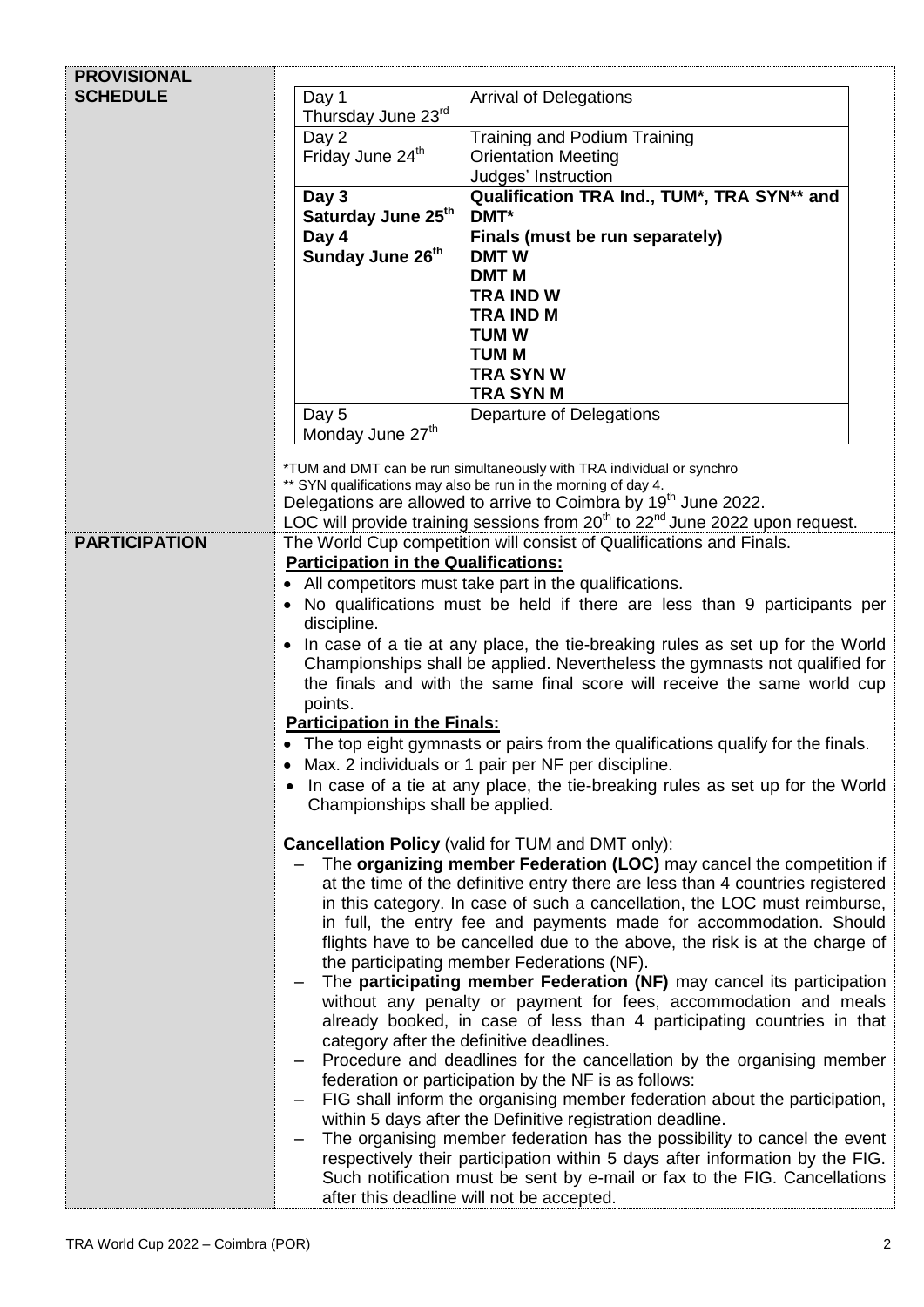## PROVISIONAL SCHEDULE

| Day | Program |
|---|---|
| Day 1<br>Thursday June 23rd | Arrival of Delegations |
| Day 2<br>Friday June 24th | Training and Podium Training<br>Orientation Meeting<br>Judges' Instruction |
| **Day 3**<br>**Saturday June 25th** | **Qualification TRA Ind., TUM*, TRA SYN** and DMT*** |
| **Day 4**<br>**Sunday June 26th** | **Finals (must be run separately)**<br>**DMT W**<br>**DMT M**<br>**TRA IND W**<br>**TRA IND M**<br>**TUM W**<br>**TUM M**<br>**TRA SYN W**<br>**TRA SYN M** |
| Day 5<br>Monday June 27th | Departure of Delegations |

*TUM and DMT can be run simultaneously with TRA individual or synchro
** SYN qualifications may also be run in the morning of day 4.

Delegations are allowed to arrive to Coimbra by 19th June 2022.
LOC will provide training sessions from 20th to 22nd June 2022 upon request.

## PARTICIPATION

The World Cup competition will consist of Qualifications and Finals.

**Participation in the Qualifications:**

- All competitors must take part in the qualifications.
- No qualifications must be held if there are less than 9 participants per discipline.
- In case of a tie at any place, the tie-breaking rules as set up for the World Championships shall be applied. Nevertheless the gymnasts not qualified for the finals and with the same final score will receive the same world cup points.

**Participation in the Finals:**

- The top eight gymnasts or pairs from the qualifications qualify for the finals.
- Max. 2 individuals or 1 pair per NF per discipline.
- In case of a tie at any place, the tie-breaking rules as set up for the World Championships shall be applied.

**Cancellation Policy** (valid for TUM and DMT only):

- The **organizing member Federation (LOC)** may cancel the competition if at the time of the definitive entry there are less than 4 countries registered in this category. In case of such a cancellation, the LOC must reimburse, in full, the entry fee and payments made for accommodation. Should flights have to be cancelled due to the above, the risk is at the charge of the participating member Federations (NF).
- The **participating member Federation (NF)** may cancel its participation without any penalty or payment for fees, accommodation and meals already booked, in case of less than 4 participating countries in that category after the definitive deadlines.
- Procedure and deadlines for the cancellation by the organising member federation or participation by the NF is as follows:
- FIG shall inform the organising member federation about the participation, within 5 days after the Definitive registration deadline.
- The organising member federation has the possibility to cancel the event respectively their participation within 5 days after information by the FIG. Such notification must be sent by e-mail or fax to the FIG. Cancellations after this deadline will not be accepted.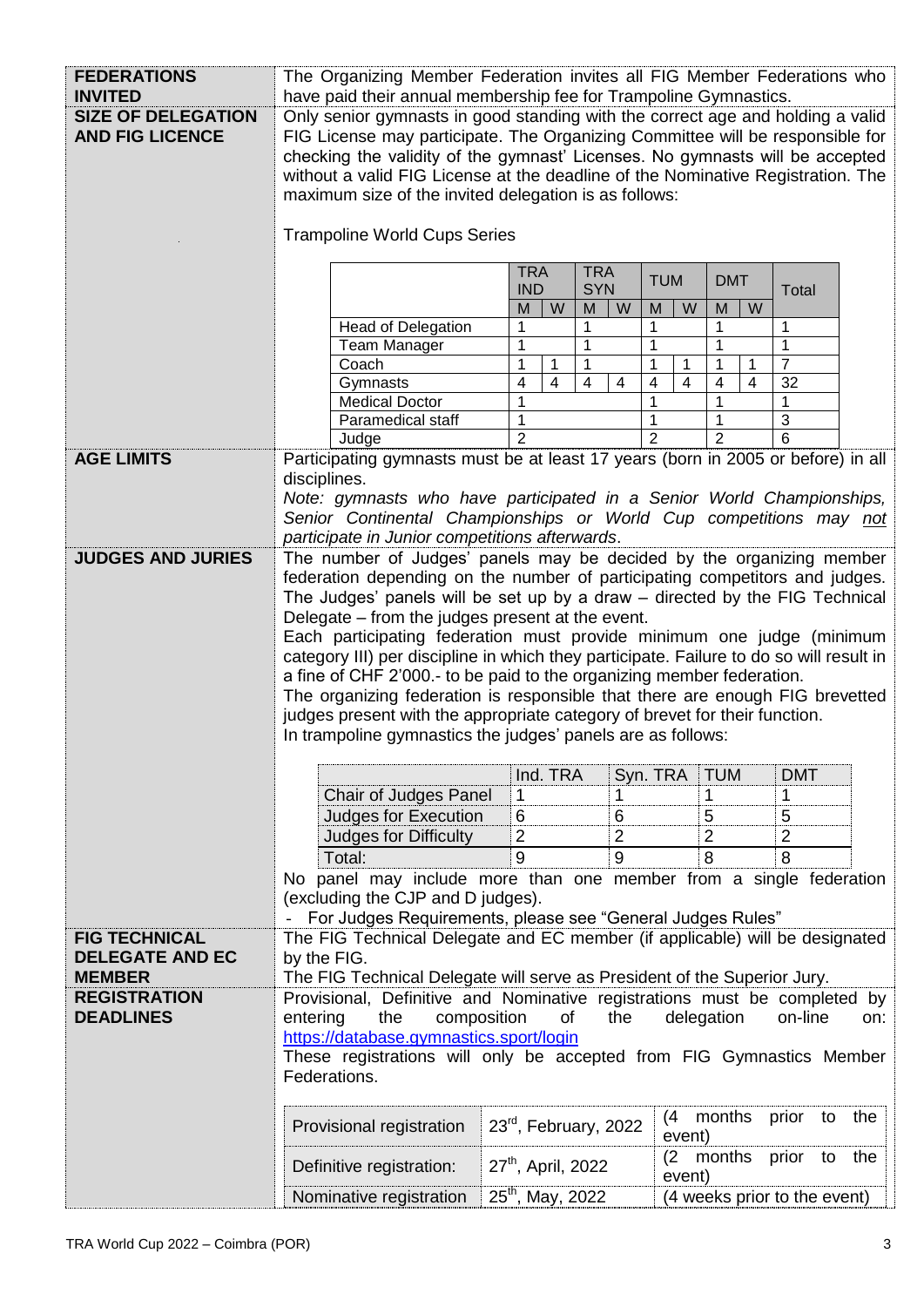| | |
|---|---|
| **FEDERATIONS INVITED** | The Organizing Member Federation invites all FIG Member Federations who have paid their annual membership fee for Trampoline Gymnastics. |
| **SIZE OF DELEGATION AND FIG LICENCE** | Only senior gymnasts in good standing with the correct age and holding a valid FIG License may participate. The Organizing Committee will be responsible for checking the validity of the gymnast' Licenses. No gymnasts will be accepted without a valid FIG License at the deadline of the Nominative Registration. The maximum size of the invited delegation is as follows: |

Trampoline World Cups Series

| | TRA IND | | TRA SYN | | TUM | | DMT | | Total |
|---|---|---|---|---|---|---|---|---|---|
| | M | W | M | W | M | W | M | W | |
| Head of Delegation | 1 | | 1 | | 1 | | 1 | | 1 |
| Team Manager | 1 | | 1 | | 1 | | 1 | | 1 |
| Coach | 1 | 1 | 1 | | 1 | 1 | 1 | 1 | 7 |
| Gymnasts | 4 | 4 | 4 | 4 | 4 | 4 | 4 | 4 | 32 |
| Medical Doctor | 1 | | | | 1 | | 1 | | 1 |
| Paramedical staff | 1 | | | | 1 | | 1 | | 3 |
| Judge | 2 | | | | 2 | | 2 | | 6 |

**AGE LIMITS**

Participating gymnasts must be at least 17 years (born in 2005 or before) in all disciplines.

*Note: gymnasts who have participated in a Senior World Championships, Senior Continental Championships or World Cup competitions may not participate in Junior competitions afterwards.*

**JUDGES AND JURIES**

The number of Judges' panels may be decided by the organizing member federation depending on the number of participating competitors and judges. The Judges' panels will be set up by a draw – directed by the FIG Technical Delegate – from the judges present at the event.

Each participating federation must provide minimum one judge (minimum category III) per discipline in which they participate. Failure to do so will result in a fine of CHF 2'000.- to be paid to the organizing member federation.

The organizing federation is responsible that there are enough FIG brevetted judges present with the appropriate category of brevet for their function.

In trampoline gymnastics the judges' panels are as follows:

| | Ind. TRA | Syn. TRA | TUM | DMT |
|---|---|---|---|---|
| Chair of Judges Panel | 1 | 1 | 1 | 1 |
| Judges for Execution | 6 | 6 | 5 | 5 |
| Judges for Difficulty | 2 | 2 | 2 | 2 |
| Total: | 9 | 9 | 8 | 8 |

No panel may include more than one member from a single federation (excluding the CJP and D judges).

- For Judges Requirements, please see "General Judges Rules"

**FIG TECHNICAL DELEGATE AND EC MEMBER**

The FIG Technical Delegate and EC member (if applicable) will be designated by the FIG.

The FIG Technical Delegate will serve as President of the Superior Jury.

**REGISTRATION DEADLINES**

Provisional, Definitive and Nominative registrations must be completed by entering the composition of the delegation on-line on: https://database.gymnastics.sport/login

These registrations will only be accepted from FIG Gymnastics Member Federations.

| | | |
|---|---|---|
| Provisional registration | 23rd, February, 2022 | (4 months prior to the event) |
| Definitive registration: | 27th, April, 2022 | (2 months prior to the event) |
| Nominative registration | 25th, May, 2022 | (4 weeks prior to the event) |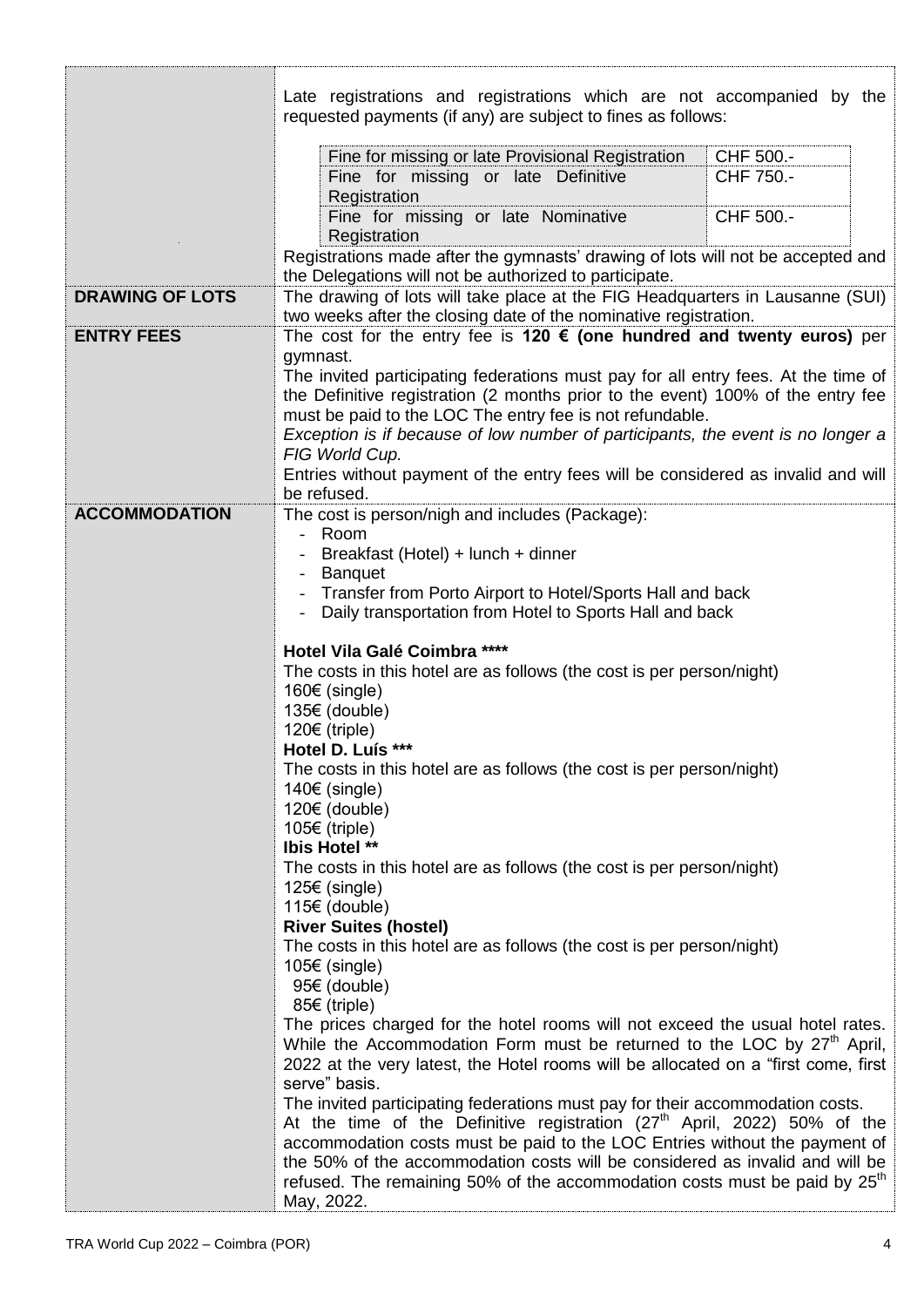| | |
|---|---|
| | Late registrations and registrations which are not accompanied by the requested payments (if any) are subject to fines as follows:<br><br>Fine for missing or late Provisional Registration — CHF 500.-<br>Fine for missing or late Definitive Registration — CHF 750.-<br>Fine for missing or late Nominative Registration — CHF 500.-<br><br>Registrations made after the gymnasts' drawing of lots will not be accepted and the Delegations will not be authorized to participate. |
| **DRAWING OF LOTS** | The drawing of lots will take place at the FIG Headquarters in Lausanne (SUI) two weeks after the closing date of the nominative registration. |
| **ENTRY FEES** | The cost for the entry fee is **120 € (one hundred and twenty euros)** per gymnast.<br>The invited participating federations must pay for all entry fees. At the time of the Definitive registration (2 months prior to the event) 100% of the entry fee must be paid to the LOC The entry fee is not refundable.<br>*Exception is if because of low number of participants, the event is no longer a FIG World Cup.*<br>Entries without payment of the entry fees will be considered as invalid and will be refused. |
| **ACCOMMODATION** | The cost is person/nigh and includes (Package):<br>- Room<br>- Breakfast (Hotel) + lunch + dinner<br>- Banquet<br>- Transfer from Porto Airport to Hotel/Sports Hall and back<br>- Daily transportation from Hotel to Sports Hall and back<br><br>**Hotel Vila Galé Coimbra \*\*\*\***<br>The costs in this hotel are as follows (the cost is per person/night)<br>160€ (single)<br>135€ (double)<br>120€ (triple)<br>**Hotel D. Luís \*\*\***<br>The costs in this hotel are as follows (the cost is per person/night)<br>140€ (single)<br>120€ (double)<br>105€ (triple)<br>**Ibis Hotel \*\***<br>The costs in this hotel are as follows (the cost is per person/night)<br>125€ (single)<br>115€ (double)<br>**River Suites (hostel)**<br>The costs in this hotel are as follows (the cost is per person/night)<br>105€ (single)<br>95€ (double)<br>85€ (triple)<br>The prices charged for the hotel rooms will not exceed the usual hotel rates. While the Accommodation Form must be returned to the LOC by 27th April, 2022 at the very latest, the Hotel rooms will be allocated on a "first come, first serve" basis.<br>The invited participating federations must pay for their accommodation costs.<br>At the time of the Definitive registration (27th April, 2022) 50% of the accommodation costs must be paid to the LOC Entries without the payment of the 50% of the accommodation costs will be considered as invalid and will be refused. The remaining 50% of the accommodation costs must be paid by 25th May, 2022. |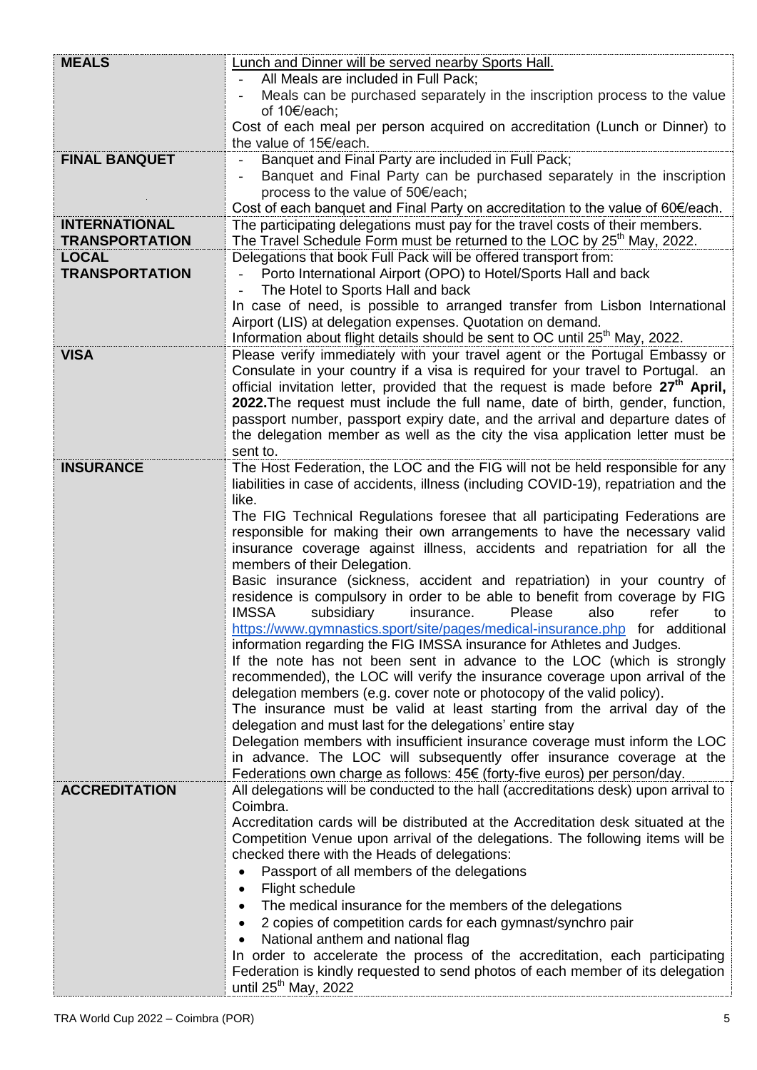| | |
|---|---|
| **MEALS** | Lunch and Dinner will be served nearby Sports Hall.<br>- All Meals are included in Full Pack;<br>- Meals can be purchased separately in the inscription process to the value of 10€/each;<br>Cost of each meal per person acquired on accreditation (Lunch or Dinner) to the value of 15€/each. |
| **FINAL BANQUET** | - Banquet and Final Party are included in Full Pack;<br>- Banquet and Final Party can be purchased separately in the inscription process to the value of 50€/each;<br>Cost of each banquet and Final Party on accreditation to the value of 60€/each. |
| **INTERNATIONAL TRANSPORTATION** | The participating delegations must pay for the travel costs of their members.<br>The Travel Schedule Form must be returned to the LOC by 25th May, 2022. |
| **LOCAL TRANSPORTATION** | Delegations that book Full Pack will be offered transport from:<br>- Porto International Airport (OPO) to Hotel/Sports Hall and back<br>- The Hotel to Sports Hall and back<br>In case of need, is possible to arranged transfer from Lisbon International Airport (LIS) at delegation expenses. Quotation on demand.<br>Information about flight details should be sent to OC until 25th May, 2022. |
| **VISA** | Please verify immediately with your travel agent or the Portugal Embassy or Consulate in your country if a visa is required for your travel to Portugal. an official invitation letter, provided that the request is made before **27th April, 2022.** The request must include the full name, date of birth, gender, function, passport number, passport expiry date, and the arrival and departure dates of the delegation member as well as the city the visa application letter must be sent to. |
| **INSURANCE** | The Host Federation, the LOC and the FIG will not be held responsible for any liabilities in case of accidents, illness (including COVID-19), repatriation and the like.<br>The FIG Technical Regulations foresee that all participating Federations are responsible for making their own arrangements to have the necessary valid insurance coverage against illness, accidents and repatriation for all the members of their Delegation.<br>Basic insurance (sickness, accident and repatriation) in your country of residence is compulsory in order to be able to benefit from coverage by FIG IMSSA subsidiary insurance. Please also refer to https://www.gymnastics.sport/site/pages/medical-insurance.php for additional information regarding the FIG IMSSA insurance for Athletes and Judges.<br>If the note has not been sent in advance to the LOC (which is strongly recommended), the LOC will verify the insurance coverage upon arrival of the delegation members (e.g. cover note or photocopy of the valid policy).<br>The insurance must be valid at least starting from the arrival day of the delegation and must last for the delegations' entire stay<br>Delegation members with insufficient insurance coverage must inform the LOC in advance. The LOC will subsequently offer insurance coverage at the Federations own charge as follows: 45€ (forty-five euros) per person/day. |
| **ACCREDITATION** | All delegations will be conducted to the hall (accreditations desk) upon arrival to Coimbra.<br>Accreditation cards will be distributed at the Accreditation desk situated at the Competition Venue upon arrival of the delegations. The following items will be checked there with the Heads of delegations:<br>• Passport of all members of the delegations<br>• Flight schedule<br>• The medical insurance for the members of the delegations<br>• 2 copies of competition cards for each gymnast/synchro pair<br>• National anthem and national flag<br>In order to accelerate the process of the accreditation, each participating Federation is kindly requested to send photos of each member of its delegation until 25th May, 2022 |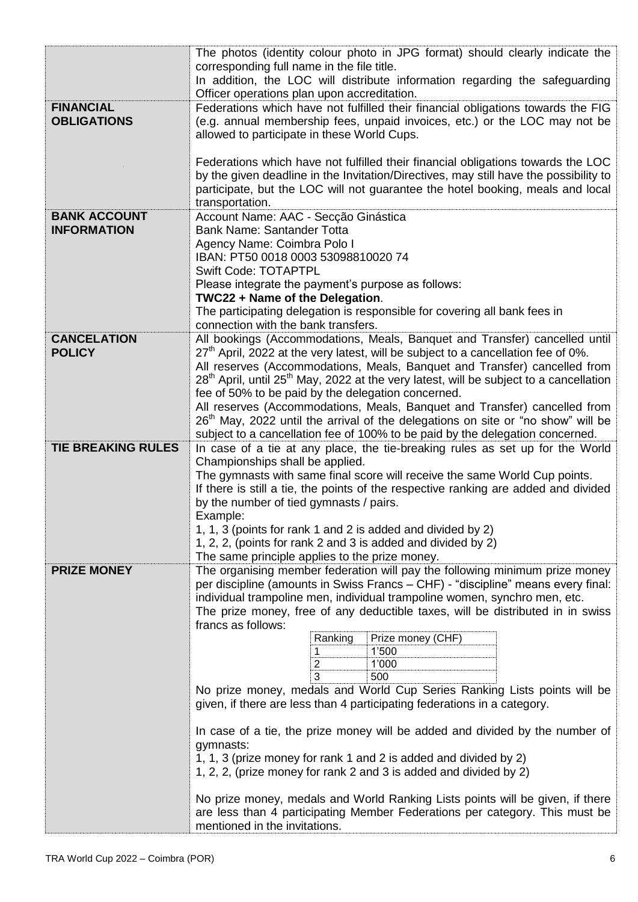| | |
|---|---|
| | The photos (identity colour photo in JPG format) should clearly indicate the corresponding full name in the file title.<br>In addition, the LOC will distribute information regarding the safeguarding Officer operations plan upon accreditation. |
| **FINANCIAL OBLIGATIONS** | Federations which have not fulfilled their financial obligations towards the FIG (e.g. annual membership fees, unpaid invoices, etc.) or the LOC may not be allowed to participate in these World Cups.<br><br>Federations which have not fulfilled their financial obligations towards the LOC by the given deadline in the Invitation/Directives, may still have the possibility to participate, but the LOC will not guarantee the hotel booking, meals and local transportation. |
| **BANK ACCOUNT INFORMATION** | Account Name: AAC - Secção Ginástica<br>Bank Name: Santander Totta<br>Agency Name: Coimbra Polo I<br>IBAN: PT50 0018 0003 53098810020 74<br>Swift Code: TOTAPTPL<br>Please integrate the payment's purpose as follows:<br>**TWC22 + Name of the Delegation**.<br>The participating delegation is responsible for covering all bank fees in connection with the bank transfers. |
| **CANCELATION POLICY** | All bookings (Accommodations, Meals, Banquet and Transfer) cancelled until 27th April, 2022 at the very latest, will be subject to a cancellation fee of 0%.<br>All reserves (Accommodations, Meals, Banquet and Transfer) cancelled from 28th April, until 25th May, 2022 at the very latest, will be subject to a cancellation fee of 50% to be paid by the delegation concerned.<br>All reserves (Accommodations, Meals, Banquet and Transfer) cancelled from 26th May, 2022 until the arrival of the delegations on site or "no show" will be subject to a cancellation fee of 100% to be paid by the delegation concerned. |
| **TIE BREAKING RULES** | In case of a tie at any place, the tie-breaking rules as set up for the World Championships shall be applied.<br>The gymnasts with same final score will receive the same World Cup points.<br>If there is still a tie, the points of the respective ranking are added and divided by the number of tied gymnasts / pairs.<br>Example:<br>1, 1, 3 (points for rank 1 and 2 is added and divided by 2)<br>1, 2, 2, (points for rank 2 and 3 is added and divided by 2)<br>The same principle applies to the prize money. |
| **PRIZE MONEY** | The organising member federation will pay the following minimum prize money per discipline (amounts in Swiss Francs – CHF) - "discipline" means every final: individual trampoline men, individual trampoline women, synchro men, etc.<br>The prize money, free of any deductible taxes, will be distributed in in swiss francs as follows:<br><br>Ranking – Prize money (CHF)<br>1 – 1'500<br>2 – 1'000<br>3 – 500<br><br>No prize money, medals and World Cup Series Ranking Lists points will be given, if there are less than 4 participating federations in a category.<br><br>In case of a tie, the prize money will be added and divided by the number of gymnasts:<br>1, 1, 3 (prize money for rank 1 and 2 is added and divided by 2)<br>1, 2, 2, (prize money for rank 2 and 3 is added and divided by 2)<br><br>No prize money, medals and World Ranking Lists points will be given, if there are less than 4 participating Member Federations per category. This must be mentioned in the invitations. |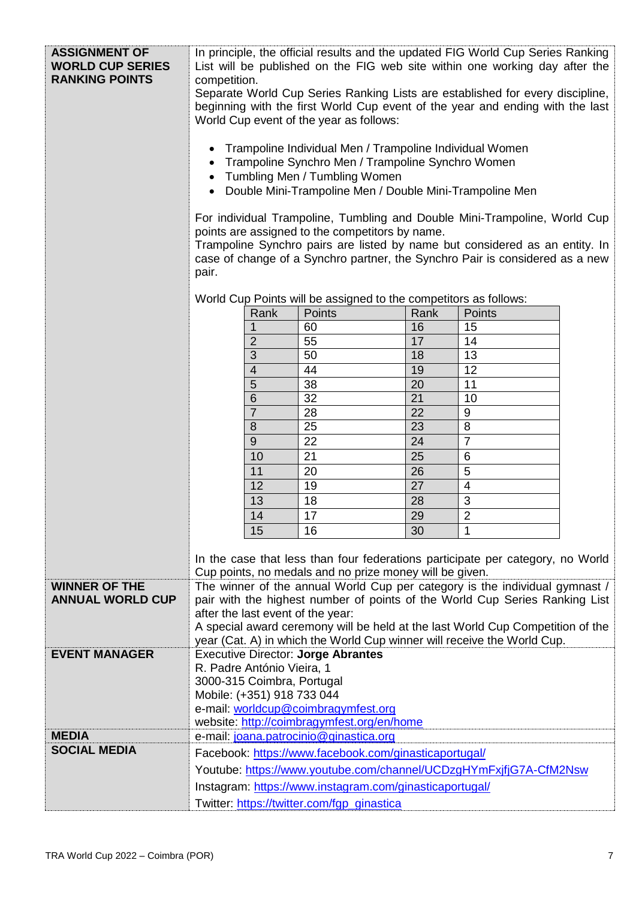**ASSIGNMENT OF WORLD CUP SERIES RANKING POINTS**

In principle, the official results and the updated FIG World Cup Series Ranking List will be published on the FIG web site within one working day after the competition.

Separate World Cup Series Ranking Lists are established for every discipline, beginning with the first World Cup event of the year and ending with the last World Cup event of the year as follows:

- Trampoline Individual Men / Trampoline Individual Women
- Trampoline Synchro Men / Trampoline Synchro Women
- Tumbling Men / Tumbling Women
- Double Mini-Trampoline Men / Double Mini-Trampoline Men

For individual Trampoline, Tumbling and Double Mini-Trampoline, World Cup points are assigned to the competitors by name.

Trampoline Synchro pairs are listed by name but considered as an entity. In case of change of a Synchro partner, the Synchro Pair is considered as a new pair.

World Cup Points will be assigned to the competitors as follows:

| Rank | Points | Rank | Points |
|---|---|---|---|
| 1 | 60 | 16 | 15 |
| 2 | 55 | 17 | 14 |
| 3 | 50 | 18 | 13 |
| 4 | 44 | 19 | 12 |
| 5 | 38 | 20 | 11 |
| 6 | 32 | 21 | 10 |
| 7 | 28 | 22 | 9 |
| 8 | 25 | 23 | 8 |
| 9 | 22 | 24 | 7 |
| 10 | 21 | 25 | 6 |
| 11 | 20 | 26 | 5 |
| 12 | 19 | 27 | 4 |
| 13 | 18 | 28 | 3 |
| 14 | 17 | 29 | 2 |
| 15 | 16 | 30 | 1 |

In the case that less than four federations participate per category, no World Cup points, no medals and no prize money will be given.

**WINNER OF THE ANNUAL WORLD CUP**

The winner of the annual World Cup per category is the individual gymnast / pair with the highest number of points of the World Cup Series Ranking List after the last event of the year:

A special award ceremony will be held at the last World Cup Competition of the year (Cat. A) in which the World Cup winner will receive the World Cup.

**EVENT MANAGER**

Executive Director: **Jorge Abrantes**
R. Padre António Vieira, 1
3000-315 Coimbra, Portugal
Mobile: (+351) 918 733 044
e-mail: worldcup@coimbragymfest.org
website: http://coimbragymfest.org/en/home

**MEDIA**

e-mail: joana.patrocinio@ginastica.org

**SOCIAL MEDIA**

Facebook: https://www.facebook.com/ginasticaportugal/
Youtube: https://www.youtube.com/channel/UCDzgHYmFxjfjG7A-CfM2Nsw
Instagram: https://www.instagram.com/ginasticaportugal/
Twitter: https://twitter.com/fgp_ginastica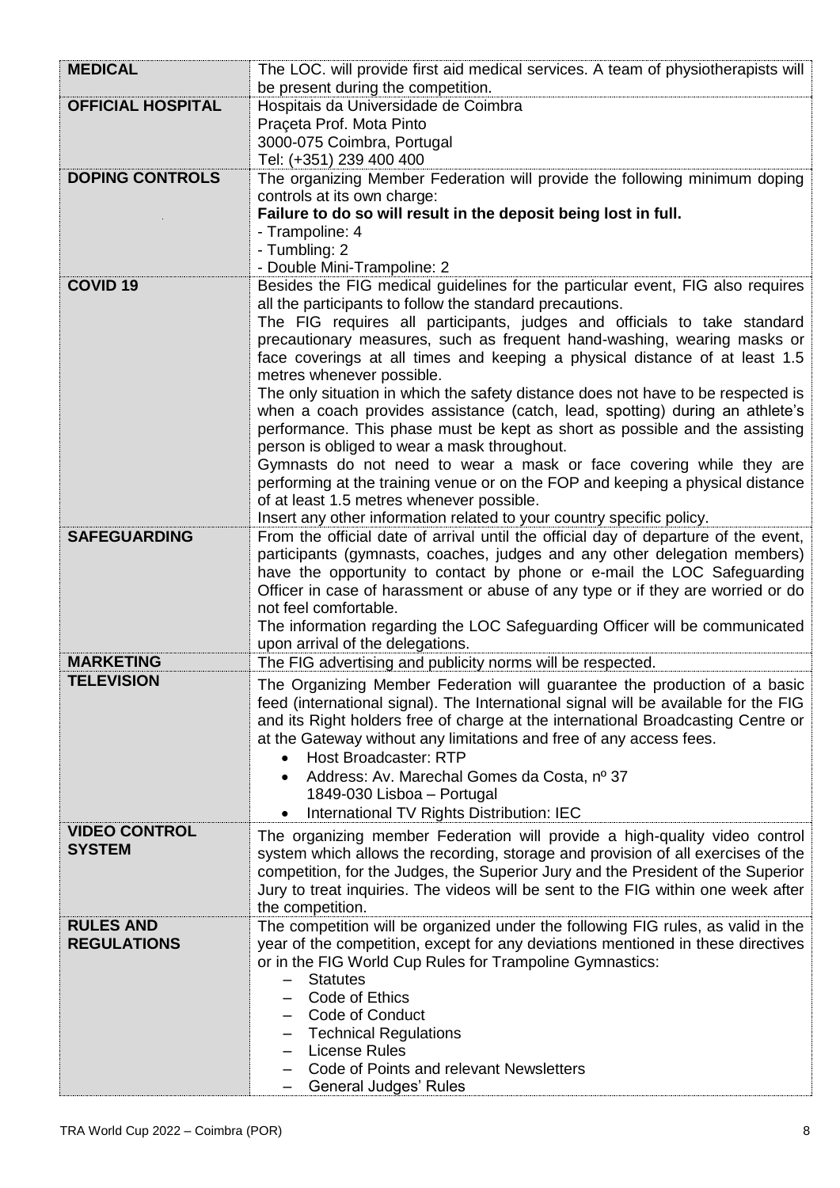| | |
|---|---|
| **MEDICAL** | The LOC. will provide first aid medical services. A team of physiotherapists will be present during the competition. |
| **OFFICIAL HOSPITAL** | Hospitais da Universidade de Coimbra<br>Praçeta Prof. Mota Pinto<br>3000-075 Coimbra, Portugal<br>Tel: (+351) 239 400 400 |
| **DOPING CONTROLS** | The organizing Member Federation will provide the following minimum doping controls at its own charge:<br>**Failure to do so will result in the deposit being lost in full.**<br>- Trampoline: 4<br>- Tumbling: 2<br>- Double Mini-Trampoline: 2 |
| **COVID 19** | Besides the FIG medical guidelines for the particular event, FIG also requires all the participants to follow the standard precautions.<br>The FIG requires all participants, judges and officials to take standard precautionary measures, such as frequent hand-washing, wearing masks or face coverings at all times and keeping a physical distance of at least 1.5 metres whenever possible.<br>The only situation in which the safety distance does not have to be respected is when a coach provides assistance (catch, lead, spotting) during an athlete's performance. This phase must be kept as short as possible and the assisting person is obliged to wear a mask throughout.<br>Gymnasts do not need to wear a mask or face covering while they are performing at the training venue or on the FOP and keeping a physical distance of at least 1.5 metres whenever possible.<br>Insert any other information related to your country specific policy. |
| **SAFEGUARDING** | From the official date of arrival until the official day of departure of the event, participants (gymnasts, coaches, judges and any other delegation members) have the opportunity to contact by phone or e-mail the LOC Safeguarding Officer in case of harassment or abuse of any type or if they are worried or do not feel comfortable.<br>The information regarding the LOC Safeguarding Officer will be communicated upon arrival of the delegations. |
| **MARKETING** | The FIG advertising and publicity norms will be respected. |
| **TELEVISION** | The Organizing Member Federation will guarantee the production of a basic feed (international signal). The International signal will be available for the FIG and its Right holders free of charge at the international Broadcasting Centre or at the Gateway without any limitations and free of any access fees.<br>• Host Broadcaster: RTP<br>• Address: Av. Marechal Gomes da Costa, nº 37<br>1849-030 Lisboa – Portugal<br>• International TV Rights Distribution: IEC |
| **VIDEO CONTROL SYSTEM** | The organizing member Federation will provide a high-quality video control system which allows the recording, storage and provision of all exercises of the competition, for the Judges, the Superior Jury and the President of the Superior Jury to treat inquiries. The videos will be sent to the FIG within one week after the competition. |
| **RULES AND REGULATIONS** | The competition will be organized under the following FIG rules, as valid in the year of the competition, except for any deviations mentioned in these directives or in the FIG World Cup Rules for Trampoline Gymnastics:<br>– Statutes<br>– Code of Ethics<br>– Code of Conduct<br>– Technical Regulations<br>– License Rules<br>– Code of Points and relevant Newsletters<br>– General Judges' Rules |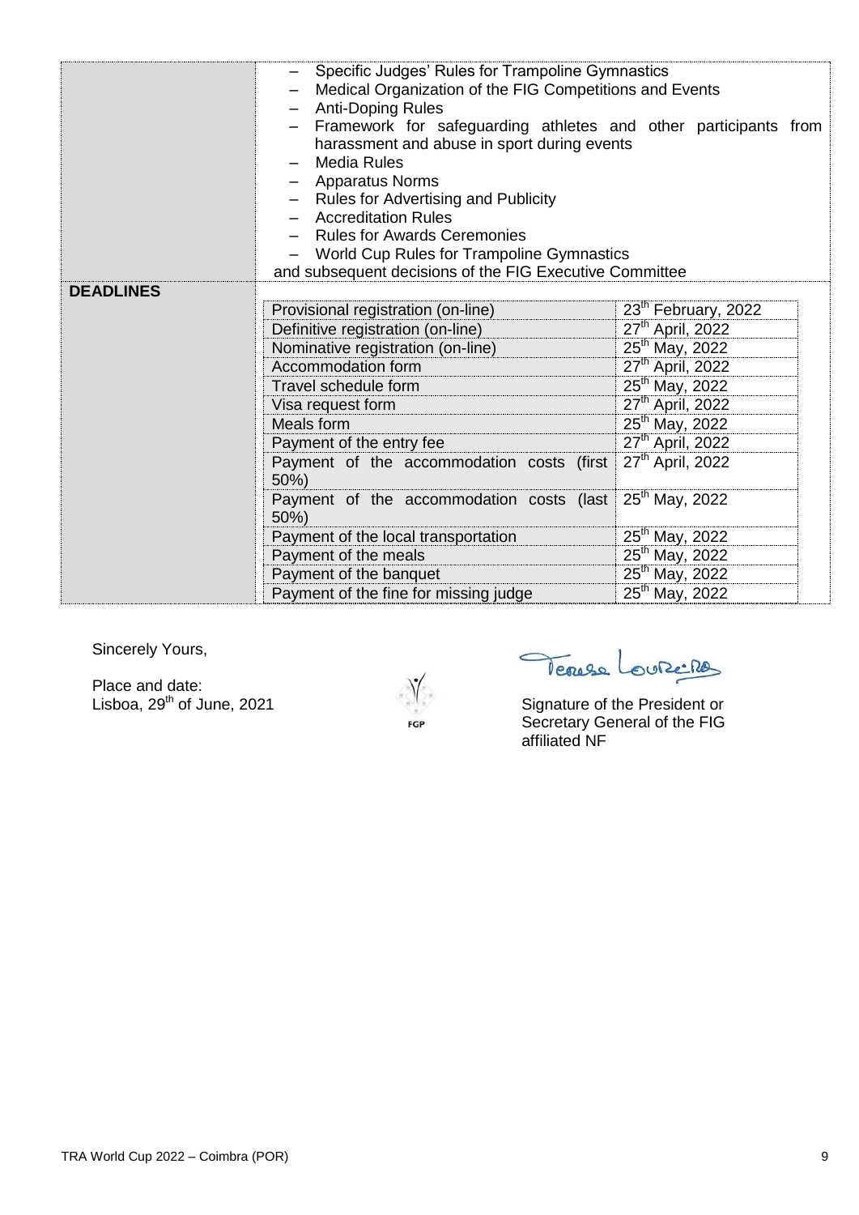| | |
|---|---|
| | – Specific Judges' Rules for Trampoline Gymnastics<br>– Medical Organization of the FIG Competitions and Events<br>– Anti-Doping Rules<br>– Framework for safeguarding athletes and other participants from harassment and abuse in sport during events<br>– Media Rules<br>– Apparatus Norms<br>– Rules for Advertising and Publicity<br>– Accreditation Rules<br>– Rules for Awards Ceremonies<br>– World Cup Rules for Trampoline Gymnastics<br>and subsequent decisions of the FIG Executive Committee |
| **DEADLINES** | |

| | |
|---|---|
| Provisional registration (on-line) | 23th February, 2022 |
| Definitive registration (on-line) | 27th April, 2022 |
| Nominative registration (on-line) | 25th May, 2022 |
| Accommodation form | 27th April, 2022 |
| Travel schedule form | 25th May, 2022 |
| Visa request form | 27th April, 2022 |
| Meals form | 25th May, 2022 |
| Payment of the entry fee | 27th April, 2022 |
| Payment of the accommodation costs (first 50%) | 27th April, 2022 |
| Payment of the accommodation costs (last 50%) | 25th May, 2022 |
| Payment of the local transportation | 25th May, 2022 |
| Payment of the meals | 25th May, 2022 |
| Payment of the banquet | 25th May, 2022 |
| Payment of the fine for missing judge | 25th May, 2022 |

Sincerely Yours,

Place and date:
Lisboa, 29th of June, 2021

Teresa Loureiro

Signature of the President or Secretary General of the FIG affiliated NF